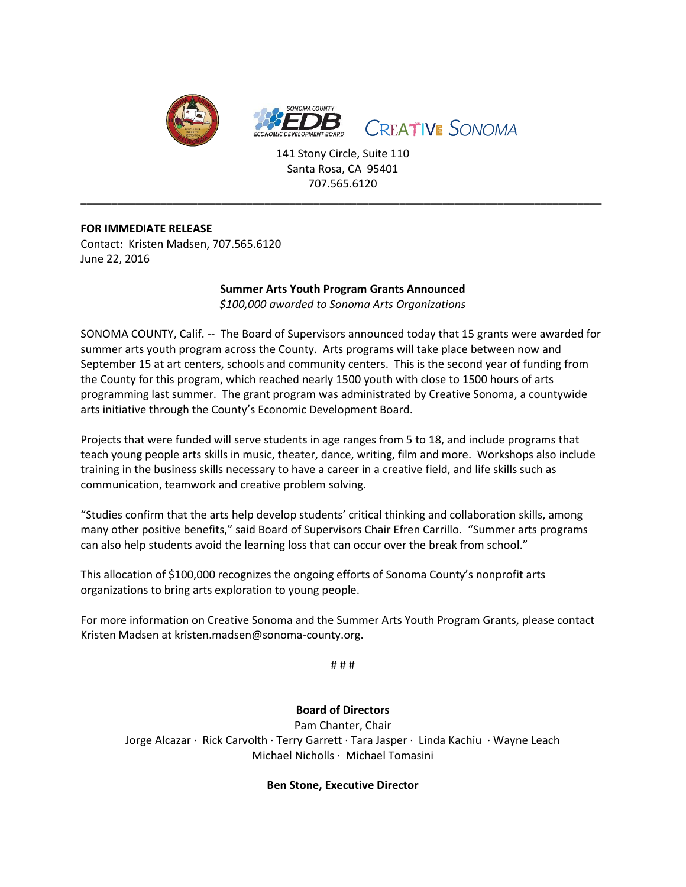SONOMA COUNTY EDB ECONOMIC DEVELOPMENT BOARD CREATIVE SONOMA

141 Stony Circle, Suite 110
Santa Rosa, CA 95401
707.565.6120

---

**FOR IMMEDIATE RELEASE**
Contact: Kristen Madsen, 707.565.6120
June 22, 2016

**Summer Arts Youth Program Grants Announced**
*$100,000 awarded to Sonoma Arts Organizations*

SONOMA COUNTY, Calif. -- The Board of Supervisors announced today that 15 grants were awarded for summer arts youth program across the County. Arts programs will take place between now and September 15 at art centers, schools and community centers. This is the second year of funding from the County for this program, which reached nearly 1500 youth with close to 1500 hours of arts programming last summer. The grant program was administrated by Creative Sonoma, a countywide arts initiative through the County's Economic Development Board.

Projects that were funded will serve students in age ranges from 5 to 18, and include programs that teach young people arts skills in music, theater, dance, writing, film and more. Workshops also include training in the business skills necessary to have a career in a creative field, and life skills such as communication, teamwork and creative problem solving.

"Studies confirm that the arts help develop students' critical thinking and collaboration skills, among many other positive benefits," said Board of Supervisors Chair Efren Carrillo. "Summer arts programs can also help students avoid the learning loss that can occur over the break from school."

This allocation of $100,000 recognizes the ongoing efforts of Sonoma County's nonprofit arts organizations to bring arts exploration to young people.

For more information on Creative Sonoma and the Summer Arts Youth Program Grants, please contact Kristen Madsen at kristen.madsen@sonoma-county.org.

# # #

**Board of Directors**
Pam Chanter, Chair
Jorge Alcazar · Rick Carvolth · Terry Garrett · Tara Jasper · Linda Kachiu · Wayne Leach
Michael Nicholls · Michael Tomasini

**Ben Stone, Executive Director**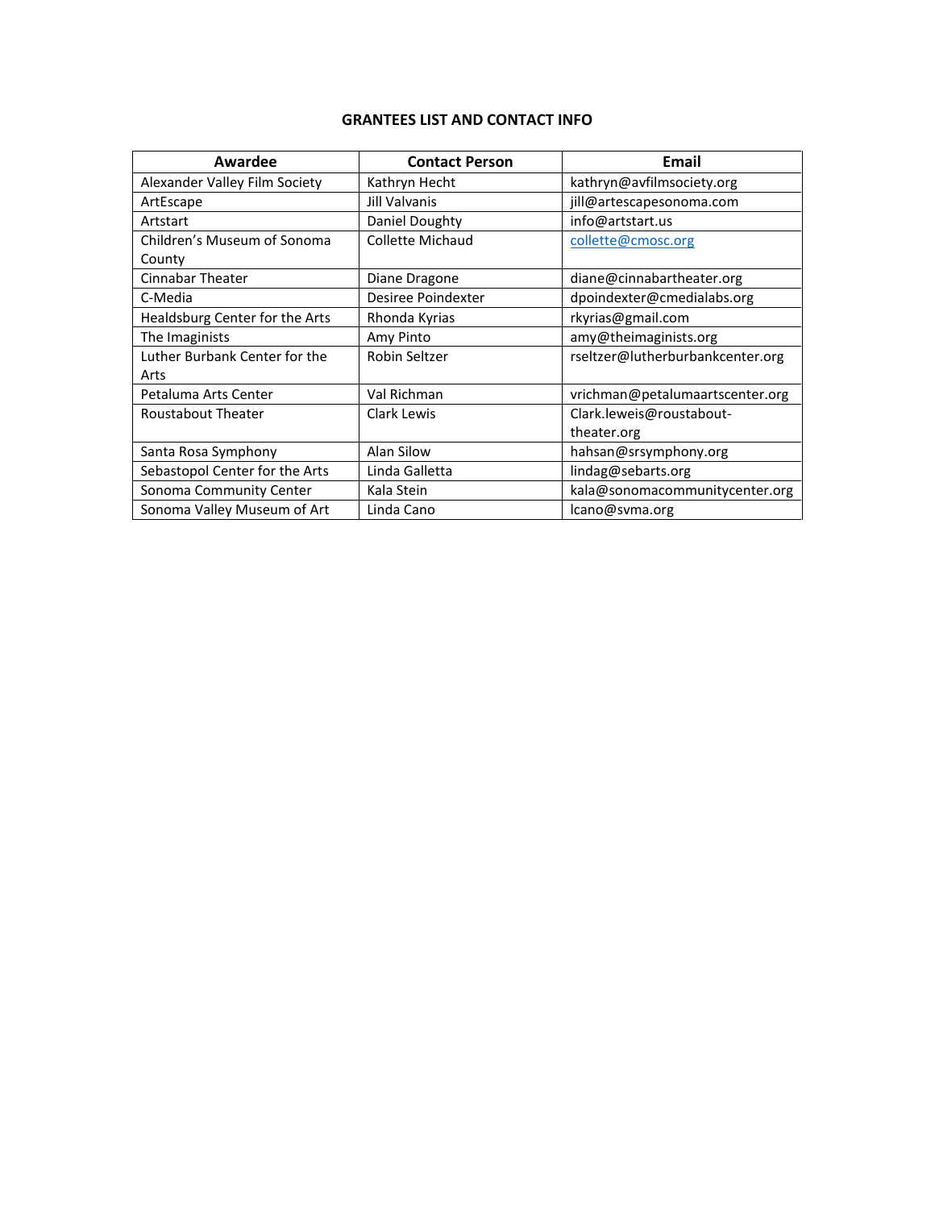## GRANTEES LIST AND CONTACT INFO

| Awardee | Contact Person | Email |
| --- | --- | --- |
| Alexander Valley Film Society | Kathryn Hecht | kathryn@avfilmsociety.org |
| ArtEscape | Jill Valvanis | jill@artescapesonoma.com |
| Artstart | Daniel Doughty | info@artstart.us |
| Children's Museum of Sonoma County | Collette Michaud | collette@cmosc.org |
| Cinnabar Theater | Diane Dragone | diane@cinnabartheater.org |
| C-Media | Desiree Poindexter | dpoindexter@cmedialabs.org |
| Healdsburg Center for the Arts | Rhonda Kyrias | rkyrias@gmail.com |
| The Imaginists | Amy Pinto | amy@theimaginists.org |
| Luther Burbank Center for the Arts | Robin Seltzer | rseltzer@lutherburbankcenter.org |
| Petaluma Arts Center | Val Richman | vrichman@petalumaartscenter.org |
| Roustabout Theater | Clark Lewis | Clark.leweis@roustabout-theater.org |
| Santa Rosa Symphony | Alan Silow | hahsan@srsymphony.org |
| Sebastopol Center for the Arts | Linda Galletta | lindag@sebarts.org |
| Sonoma Community Center | Kala Stein | kala@sonomacommunitycenter.org |
| Sonoma Valley Museum of Art | Linda Cano | lcano@svma.org |